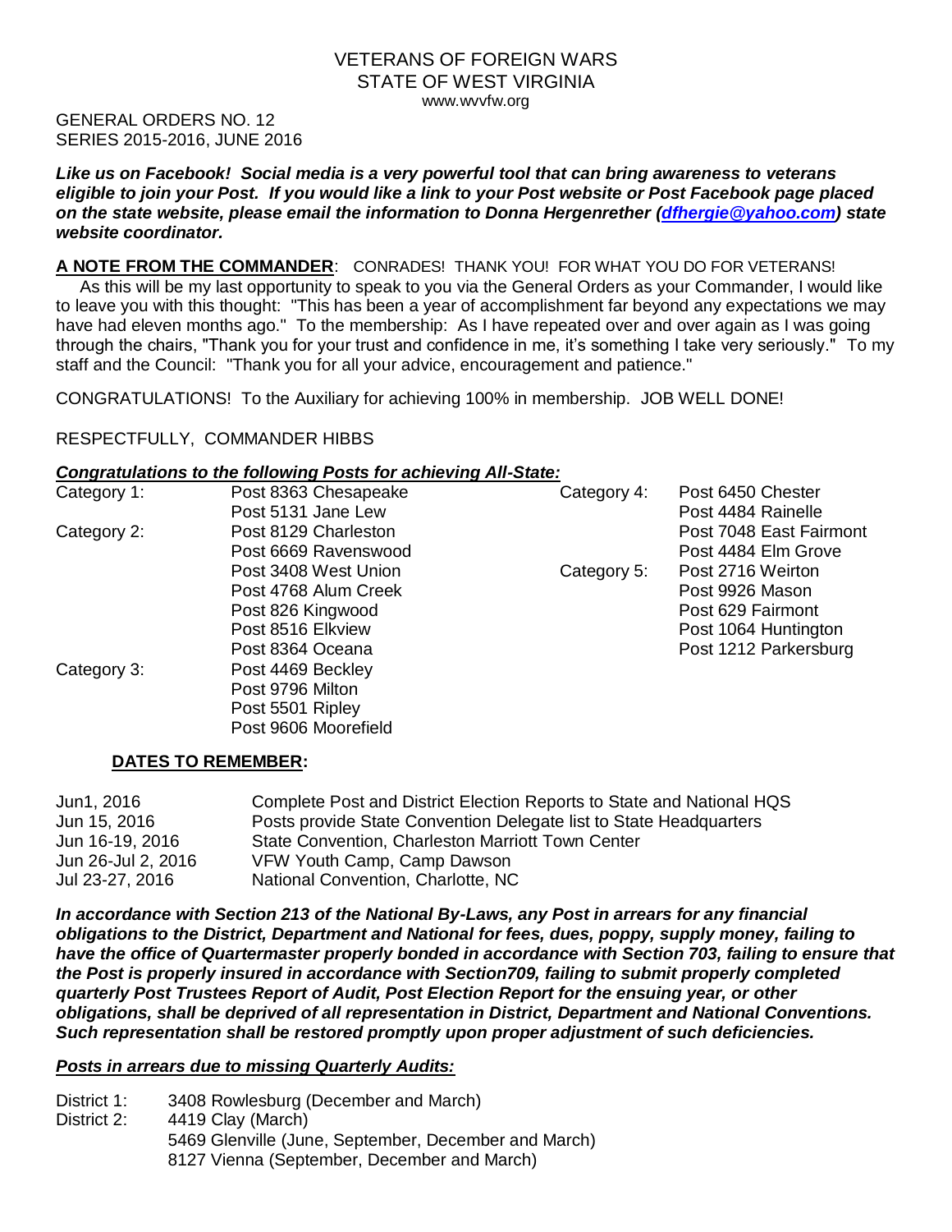# VETERANS OF FOREIGN WARS
## STATE OF WEST VIRGINIA
www.wvvfw.org

GENERAL ORDERS NO. 12
SERIES 2015-2016, JUNE 2016

***Like us on Facebook! Social media is a very powerful tool that can bring awareness to veterans eligible to join your Post. If you would like a link to your Post website or Post Facebook page placed on the state website, please email the information to Donna Hergenrether ([dfhergie@yahoo.com](mailto:dfhergie@yahoo.com)) state website coordinator.***

**A NOTE FROM THE COMMANDER**: CONRADES! THANK YOU! FOR WHAT YOU DO FOR VETERANS!
As this will be my last opportunity to speak to you via the General Orders as your Commander, I would like to leave you with this thought: "This has been a year of accomplishment far beyond any expectations we may have had eleven months ago." To the membership: As I have repeated over and over again as I was going through the chairs, "Thank you for your trust and confidence in me, it's something I take very seriously." To my staff and the Council: "Thank you for all your advice, encouragement and patience."

CONGRATULATIONS! To the Auxiliary for achieving 100% in membership. JOB WELL DONE!

RESPECTFULLY, COMMANDER HIBBS

***Congratulations to the following Posts for achieving All-State:***

| Category | Post |
|---|---|
| Category 1: | Post 8363 Chesapeake |
| | Post 5131 Jane Lew |
| Category 2: | Post 8129 Charleston |
| | Post 6669 Ravenswood |
| | Post 3408 West Union |
| | Post 4768 Alum Creek |
| | Post 826 Kingwood |
| | Post 8516 Elkview |
| | Post 8364 Oceana |
| Category 3: | Post 4469 Beckley |
| | Post 9796 Milton |
| | Post 5501 Ripley |
| | Post 9606 Moorefield |
| Category 4: | Post 6450 Chester |
| | Post 4484 Rainelle |
| | Post 7048 East Fairmont |
| | Post 4484 Elm Grove |
| Category 5: | Post 2716 Weirton |
| | Post 9926 Mason |
| | Post 629 Fairmont |
| | Post 1064 Huntington |
| | Post 1212 Parkersburg |

**DATES TO REMEMBER:**

| | |
|---|---|
| Jun1, 2016 | Complete Post and District Election Reports to State and National HQS |
| Jun 15, 2016 | Posts provide State Convention Delegate list to State Headquarters |
| Jun 16-19, 2016 | State Convention, Charleston Marriott Town Center |
| Jun 26-Jul 2, 2016 | VFW Youth Camp, Camp Dawson |
| Jul 23-27, 2016 | National Convention, Charlotte, NC |

***In accordance with Section 213 of the National By-Laws, any Post in arrears for any financial obligations to the District, Department and National for fees, dues, poppy, supply money, failing to have the office of Quartermaster properly bonded in accordance with Section 703, failing to ensure that the Post is properly insured in accordance with Section709, failing to submit properly completed quarterly Post Trustees Report of Audit, Post Election Report for the ensuing year, or other obligations, shall be deprived of all representation in District, Department and National Conventions. Such representation shall be restored promptly upon proper adjustment of such deficiencies.***

***Posts in arrears due to missing Quarterly Audits:***

| | |
|---|---|
| District 1: | 3408 Rowlesburg (December and March) |
| District 2: | 4419 Clay (March) |
| | 5469 Glenville (June, September, December and March) |
| | 8127 Vienna (September, December and March) |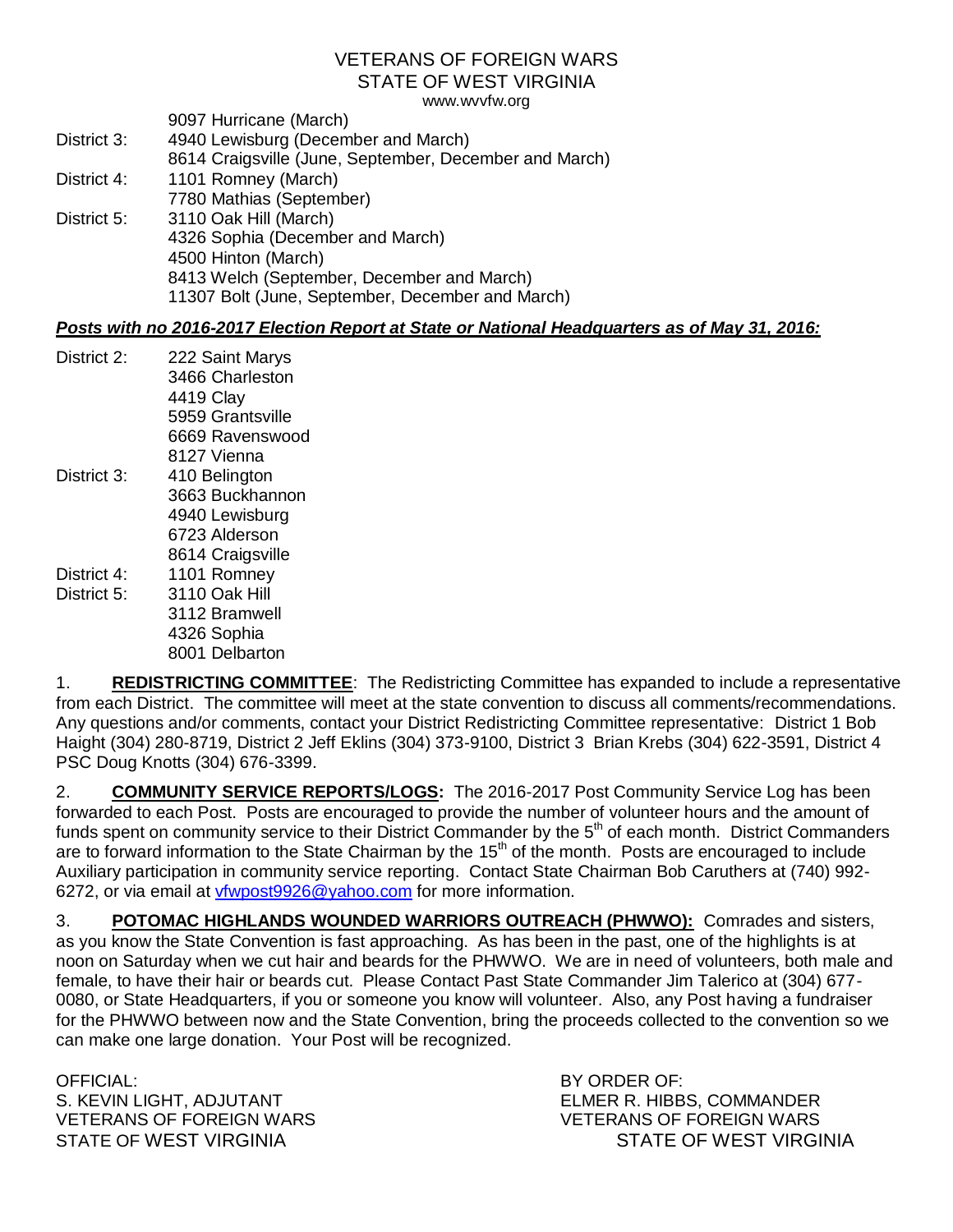VETERANS OF FOREIGN WARS
STATE OF WEST VIRGINIA
www.wvvfw.org

| | |
|---|---|
| | 9097 Hurricane (March) |
| District 3: | 4940 Lewisburg (December and March) |
| | 8614 Craigsville (June, September, December and March) |
| District 4: | 1101 Romney (March) |
| | 7780 Mathias (September) |
| District 5: | 3110 Oak Hill (March) |
| | 4326 Sophia (December and March) |
| | 4500 Hinton (March) |
| | 8413 Welch (September, December and March) |
| | 11307 Bolt (June, September, December and March) |

***Posts with no 2016-2017 Election Report at State or National Headquarters as of May 31, 2016:***

| | |
|---|---|
| District 2: | 222 Saint Marys |
| | 3466 Charleston |
| | 4419 Clay |
| | 5959 Grantsville |
| | 6669 Ravenswood |
| | 8127 Vienna |
| District 3: | 410 Belington |
| | 3663 Buckhannon |
| | 4940 Lewisburg |
| | 6723 Alderson |
| | 8614 Craigsville |
| District 4: | 1101 Romney |
| District 5: | 3110 Oak Hill |
| | 3112 Bramwell |
| | 4326 Sophia |
| | 8001 Delbarton |

1. **REDISTRICTING COMMITTEE**: The Redistricting Committee has expanded to include a representative from each District. The committee will meet at the state convention to discuss all comments/recommendations. Any questions and/or comments, contact your District Redistricting Committee representative: District 1 Bob Haight (304) 280-8719, District 2 Jeff Eklins (304) 373-9100, District 3 Brian Krebs (304) 622-3591, District 4 PSC Doug Knotts (304) 676-3399.

2. **COMMUNITY SERVICE REPORTS/LOGS:** The 2016-2017 Post Community Service Log has been forwarded to each Post. Posts are encouraged to provide the number of volunteer hours and the amount of funds spent on community service to their District Commander by the 5th of each month. District Commanders are to forward information to the State Chairman by the 15th of the month. Posts are encouraged to include Auxiliary participation in community service reporting. Contact State Chairman Bob Caruthers at (740) 992-6272, or via email at vfwpost9926@yahoo.com for more information.

3. **POTOMAC HIGHLANDS WOUNDED WARRIORS OUTREACH (PHWWO):** Comrades and sisters, as you know the State Convention is fast approaching. As has been in the past, one of the highlights is at noon on Saturday when we cut hair and beards for the PHWWO. We are in need of volunteers, both male and female, to have their hair or beards cut. Please Contact Past State Commander Jim Talerico at (304) 677-0080, or State Headquarters, if you or someone you know will volunteer. Also, any Post having a fundraiser for the PHWWO between now and the State Convention, bring the proceeds collected to the convention so we can make one large donation. Your Post will be recognized.

OFFICIAL:
S. KEVIN LIGHT, ADJUTANT
VETERANS OF FOREIGN WARS
STATE OF WEST VIRGINIA

BY ORDER OF:
ELMER R. HIBBS, COMMANDER
VETERANS OF FOREIGN WARS
STATE OF WEST VIRGINIA